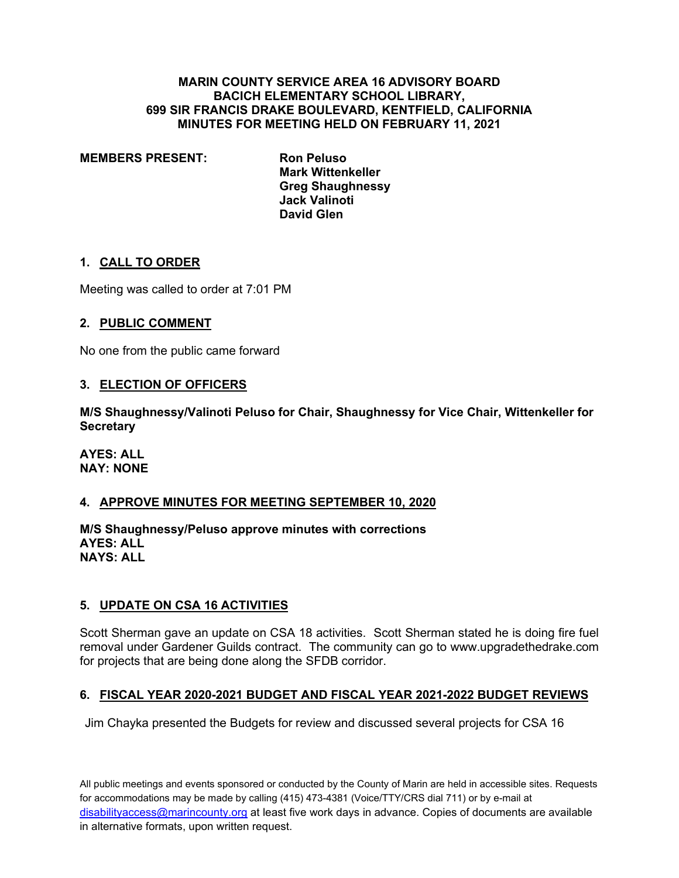**MARIN COUNTY SERVICE AREA 16 ADVISORY BOARD**
**BACICH ELEMENTARY SCHOOL LIBRARY,**
**699 SIR FRANCIS DRAKE BOULEVARD, KENTFIELD, CALIFORNIA**
**MINUTES FOR MEETING HELD ON FEBRUARY 11, 2021**

**MEMBERS PRESENT:**

**Ron Peluso**
**Mark Wittenkeller**
**Greg Shaughnessy**
**Jack Valinoti**
**David Glen**

## 1. CALL TO ORDER

Meeting was called to order at 7:01 PM

## 2. PUBLIC COMMENT

No one from the public came forward

## 3. ELECTION OF OFFICERS

**M/S Shaughnessy/Valinoti Peluso for Chair, Shaughnessy for Vice Chair, Wittenkeller for Secretary**

**AYES: ALL**
**NAY: NONE**

## 4. APPROVE MINUTES FOR MEETING SEPTEMBER 10, 2020

**M/S Shaughnessy/Peluso approve minutes with corrections**
**AYES: ALL**
**NAYS: ALL**

## 5. UPDATE ON CSA 16 ACTIVITIES

Scott Sherman gave an update on CSA 18 activities. Scott Sherman stated he is doing fire fuel removal under Gardener Guilds contract. The community can go to www.upgradethedrake.com for projects that are being done along the SFDB corridor.

## 6. FISCAL YEAR 2020-2021 BUDGET AND FISCAL YEAR 2021-2022 BUDGET REVIEWS

Jim Chayka presented the Budgets for review and discussed several projects for CSA 16

All public meetings and events sponsored or conducted by the County of Marin are held in accessible sites. Requests for accommodations may be made by calling (415) 473-4381 (Voice/TTY/CRS dial 711) or by e-mail at disabilityaccess@marincounty.org at least five work days in advance. Copies of documents are available in alternative formats, upon written request.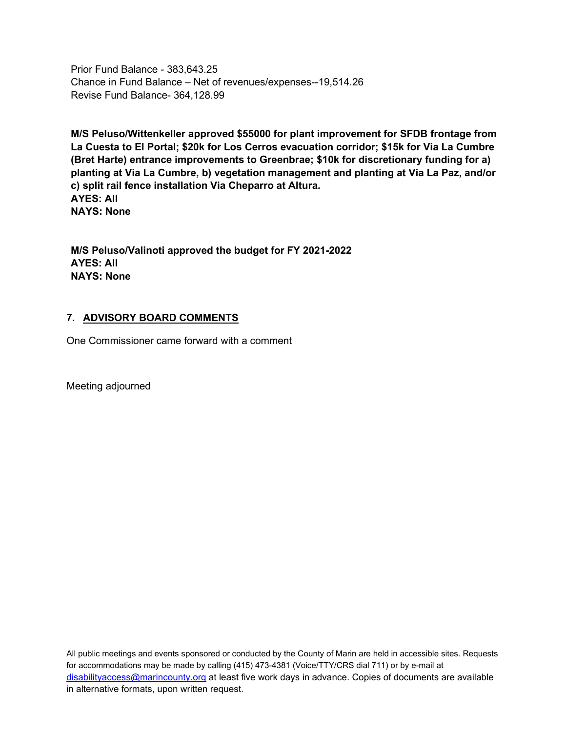Prior Fund Balance - 383,643.25
Chance in Fund Balance – Net of revenues/expenses--19,514.26
Revise Fund Balance- 364,128.99

**M/S Peluso/Wittenkeller approved $55000 for plant improvement for SFDB frontage from La Cuesta to El Portal; $20k for Los Cerros evacuation corridor; $15k for Via La Cumbre (Bret Harte) entrance improvements to Greenbrae; $10k for discretionary funding for a) planting at Via La Cumbre, b) vegetation management and planting at Via La Paz, and/or c) split rail fence installation Via Cheparro at Altura.**
**AYES: All**
**NAYS: None**

**M/S Peluso/Valinoti approved the budget for FY 2021-2022**
**AYES: All**
**NAYS: None**

## 7. ADVISORY BOARD COMMENTS

One Commissioner came forward with a comment

Meeting adjourned

All public meetings and events sponsored or conducted by the County of Marin are held in accessible sites. Requests for accommodations may be made by calling (415) 473-4381 (Voice/TTY/CRS dial 711) or by e-mail at disabilityaccess@marincounty.org at least five work days in advance. Copies of documents are available in alternative formats, upon written request.